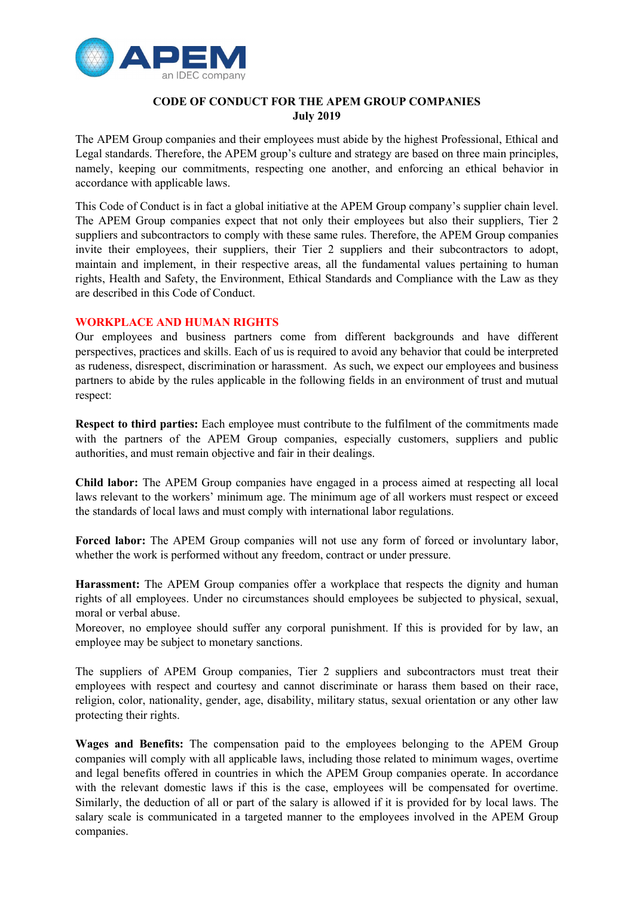# CODE OF CONDUCT FOR THE APEM GROUP COMPANIES
**July 2019**

The APEM Group companies and their employees must abide by the highest Professional, Ethical and Legal standards. Therefore, the APEM group's culture and strategy are based on three main principles, namely, keeping our commitments, respecting one another, and enforcing an ethical behavior in accordance with applicable laws.

This Code of Conduct is in fact a global initiative at the APEM Group company's supplier chain level. The APEM Group companies expect that not only their employees but also their suppliers, Tier 2 suppliers and subcontractors to comply with these same rules. Therefore, the APEM Group companies invite their employees, their suppliers, their Tier 2 suppliers and their subcontractors to adopt, maintain and implement, in their respective areas, all the fundamental values pertaining to human rights, Health and Safety, the Environment, Ethical Standards and Compliance with the Law as they are described in this Code of Conduct.

## WORKPLACE AND HUMAN RIGHTS

Our employees and business partners come from different backgrounds and have different perspectives, practices and skills. Each of us is required to avoid any behavior that could be interpreted as rudeness, disrespect, discrimination or harassment. As such, we expect our employees and business partners to abide by the rules applicable in the following fields in an environment of trust and mutual respect:

**Respect to third parties:** Each employee must contribute to the fulfilment of the commitments made with the partners of the APEM Group companies, especially customers, suppliers and public authorities, and must remain objective and fair in their dealings.

**Child labor:** The APEM Group companies have engaged in a process aimed at respecting all local laws relevant to the workers' minimum age. The minimum age of all workers must respect or exceed the standards of local laws and must comply with international labor regulations.

**Forced labor:** The APEM Group companies will not use any form of forced or involuntary labor, whether the work is performed without any freedom, contract or under pressure.

**Harassment:** The APEM Group companies offer a workplace that respects the dignity and human rights of all employees. Under no circumstances should employees be subjected to physical, sexual, moral or verbal abuse.
Moreover, no employee should suffer any corporal punishment. If this is provided for by law, an employee may be subject to monetary sanctions.

The suppliers of APEM Group companies, Tier 2 suppliers and subcontractors must treat their employees with respect and courtesy and cannot discriminate or harass them based on their race, religion, color, nationality, gender, age, disability, military status, sexual orientation or any other law protecting their rights.

**Wages and Benefits:** The compensation paid to the employees belonging to the APEM Group companies will comply with all applicable laws, including those related to minimum wages, overtime and legal benefits offered in countries in which the APEM Group companies operate. In accordance with the relevant domestic laws if this is the case, employees will be compensated for overtime. Similarly, the deduction of all or part of the salary is allowed if it is provided for by local laws. The salary scale is communicated in a targeted manner to the employees involved in the APEM Group companies.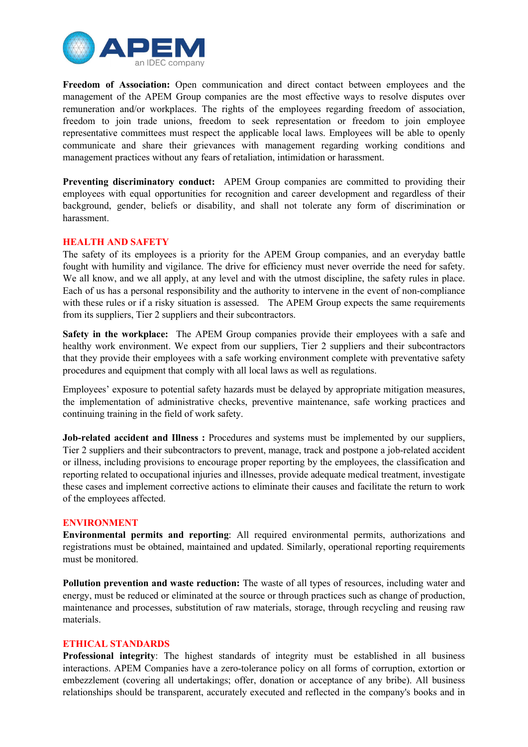**Freedom of Association:** Open communication and direct contact between employees and the management of the APEM Group companies are the most effective ways to resolve disputes over remuneration and/or workplaces. The rights of the employees regarding freedom of association, freedom to join trade unions, freedom to seek representation or freedom to join employee representative committees must respect the applicable local laws. Employees will be able to openly communicate and share their grievances with management regarding working conditions and management practices without any fears of retaliation, intimidation or harassment.

**Preventing discriminatory conduct:** APEM Group companies are committed to providing their employees with equal opportunities for recognition and career development and regardless of their background, gender, beliefs or disability, and shall not tolerate any form of discrimination or harassment.

## HEALTH AND SAFETY

The safety of its employees is a priority for the APEM Group companies, and an everyday battle fought with humility and vigilance. The drive for efficiency must never override the need for safety. We all know, and we all apply, at any level and with the utmost discipline, the safety rules in place. Each of us has a personal responsibility and the authority to intervene in the event of non-compliance with these rules or if a risky situation is assessed. The APEM Group expects the same requirements from its suppliers, Tier 2 suppliers and their subcontractors.

**Safety in the workplace:** The APEM Group companies provide their employees with a safe and healthy work environment. We expect from our suppliers, Tier 2 suppliers and their subcontractors that they provide their employees with a safe working environment complete with preventative safety procedures and equipment that comply with all local laws as well as regulations.

Employees' exposure to potential safety hazards must be delayed by appropriate mitigation measures, the implementation of administrative checks, preventive maintenance, safe working practices and continuing training in the field of work safety.

**Job-related accident and Illness :** Procedures and systems must be implemented by our suppliers, Tier 2 suppliers and their subcontractors to prevent, manage, track and postpone a job-related accident or illness, including provisions to encourage proper reporting by the employees, the classification and reporting related to occupational injuries and illnesses, provide adequate medical treatment, investigate these cases and implement corrective actions to eliminate their causes and facilitate the return to work of the employees affected.

## ENVIRONMENT

**Environmental permits and reporting**: All required environmental permits, authorizations and registrations must be obtained, maintained and updated. Similarly, operational reporting requirements must be monitored.

**Pollution prevention and waste reduction:** The waste of all types of resources, including water and energy, must be reduced or eliminated at the source or through practices such as change of production, maintenance and processes, substitution of raw materials, storage, through recycling and reusing raw materials.

## ETHICAL STANDARDS

**Professional integrity**: The highest standards of integrity must be established in all business interactions. APEM Companies have a zero-tolerance policy on all forms of corruption, extortion or embezzlement (covering all undertakings; offer, donation or acceptance of any bribe). All business relationships should be transparent, accurately executed and reflected in the company's books and in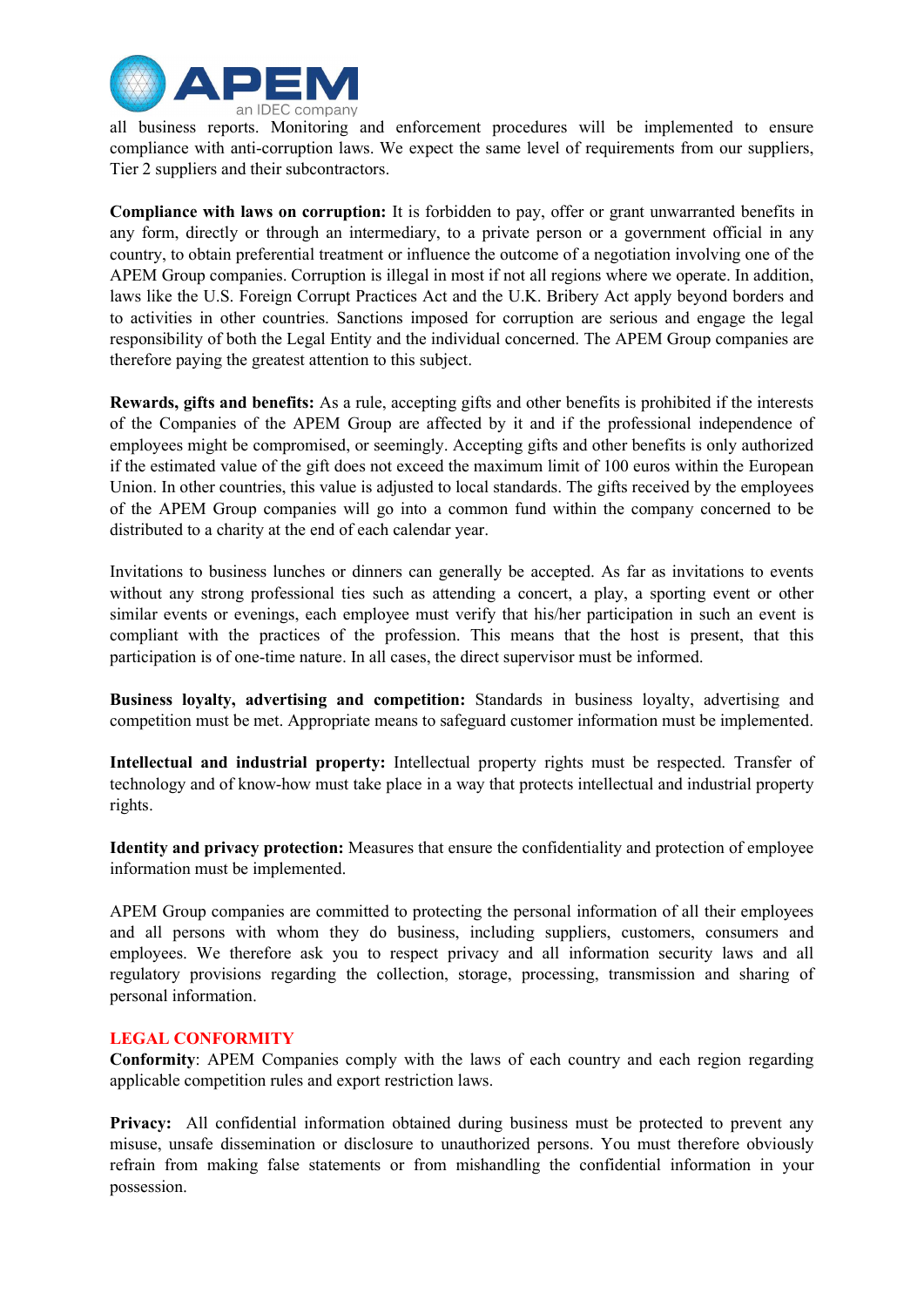all business reports. Monitoring and enforcement procedures will be implemented to ensure compliance with anti-corruption laws. We expect the same level of requirements from our suppliers, Tier 2 suppliers and their subcontractors.

**Compliance with laws on corruption:** It is forbidden to pay, offer or grant unwarranted benefits in any form, directly or through an intermediary, to a private person or a government official in any country, to obtain preferential treatment or influence the outcome of a negotiation involving one of the APEM Group companies. Corruption is illegal in most if not all regions where we operate. In addition, laws like the U.S. Foreign Corrupt Practices Act and the U.K. Bribery Act apply beyond borders and to activities in other countries. Sanctions imposed for corruption are serious and engage the legal responsibility of both the Legal Entity and the individual concerned. The APEM Group companies are therefore paying the greatest attention to this subject.

**Rewards, gifts and benefits:** As a rule, accepting gifts and other benefits is prohibited if the interests of the Companies of the APEM Group are affected by it and if the professional independence of employees might be compromised, or seemingly. Accepting gifts and other benefits is only authorized if the estimated value of the gift does not exceed the maximum limit of 100 euros within the European Union. In other countries, this value is adjusted to local standards. The gifts received by the employees of the APEM Group companies will go into a common fund within the company concerned to be distributed to a charity at the end of each calendar year.

Invitations to business lunches or dinners can generally be accepted. As far as invitations to events without any strong professional ties such as attending a concert, a play, a sporting event or other similar events or evenings, each employee must verify that his/her participation in such an event is compliant with the practices of the profession. This means that the host is present, that this participation is of one-time nature. In all cases, the direct supervisor must be informed.

**Business loyalty, advertising and competition:** Standards in business loyalty, advertising and competition must be met. Appropriate means to safeguard customer information must be implemented.

**Intellectual and industrial property:** Intellectual property rights must be respected. Transfer of technology and of know-how must take place in a way that protects intellectual and industrial property rights.

**Identity and privacy protection:** Measures that ensure the confidentiality and protection of employee information must be implemented.

APEM Group companies are committed to protecting the personal information of all their employees and all persons with whom they do business, including suppliers, customers, consumers and employees. We therefore ask you to respect privacy and all information security laws and all regulatory provisions regarding the collection, storage, processing, transmission and sharing of personal information.

## LEGAL CONFORMITY

**Conformity**: APEM Companies comply with the laws of each country and each region regarding applicable competition rules and export restriction laws.

**Privacy:** All confidential information obtained during business must be protected to prevent any misuse, unsafe dissemination or disclosure to unauthorized persons. You must therefore obviously refrain from making false statements or from mishandling the confidential information in your possession.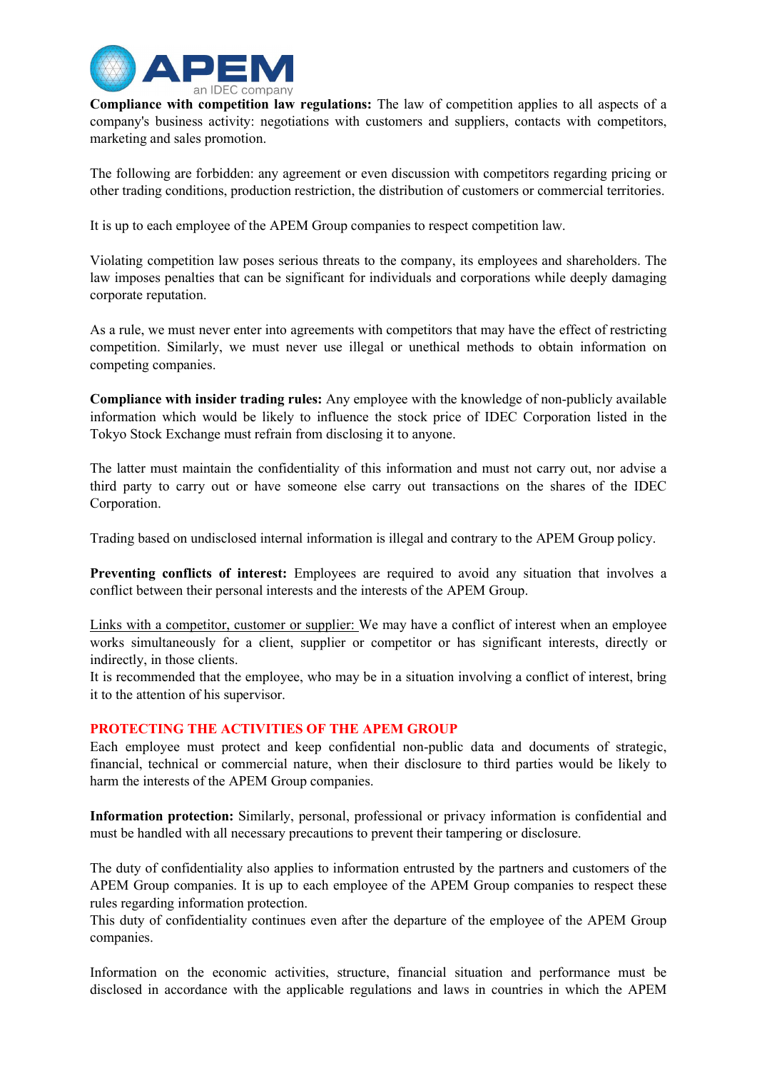**Compliance with competition law regulations:** The law of competition applies to all aspects of a company's business activity: negotiations with customers and suppliers, contacts with competitors, marketing and sales promotion.

The following are forbidden: any agreement or even discussion with competitors regarding pricing or other trading conditions, production restriction, the distribution of customers or commercial territories.

It is up to each employee of the APEM Group companies to respect competition law.

Violating competition law poses serious threats to the company, its employees and shareholders. The law imposes penalties that can be significant for individuals and corporations while deeply damaging corporate reputation.

As a rule, we must never enter into agreements with competitors that may have the effect of restricting competition. Similarly, we must never use illegal or unethical methods to obtain information on competing companies.

**Compliance with insider trading rules:** Any employee with the knowledge of non-publicly available information which would be likely to influence the stock price of IDEC Corporation listed in the Tokyo Stock Exchange must refrain from disclosing it to anyone.

The latter must maintain the confidentiality of this information and must not carry out, nor advise a third party to carry out or have someone else carry out transactions on the shares of the IDEC Corporation.

Trading based on undisclosed internal information is illegal and contrary to the APEM Group policy.

**Preventing conflicts of interest:** Employees are required to avoid any situation that involves a conflict between their personal interests and the interests of the APEM Group.

<u>Links with a competitor, customer or supplier:</u> We may have a conflict of interest when an employee works simultaneously for a client, supplier or competitor or has significant interests, directly or indirectly, in those clients.
It is recommended that the employee, who may be in a situation involving a conflict of interest, bring it to the attention of his supervisor.

## PROTECTING THE ACTIVITIES OF THE APEM GROUP

Each employee must protect and keep confidential non-public data and documents of strategic, financial, technical or commercial nature, when their disclosure to third parties would be likely to harm the interests of the APEM Group companies.

**Information protection:** Similarly, personal, professional or privacy information is confidential and must be handled with all necessary precautions to prevent their tampering or disclosure.

The duty of confidentiality also applies to information entrusted by the partners and customers of the APEM Group companies. It is up to each employee of the APEM Group companies to respect these rules regarding information protection.
This duty of confidentiality continues even after the departure of the employee of the APEM Group companies.

Information on the economic activities, structure, financial situation and performance must be disclosed in accordance with the applicable regulations and laws in countries in which the APEM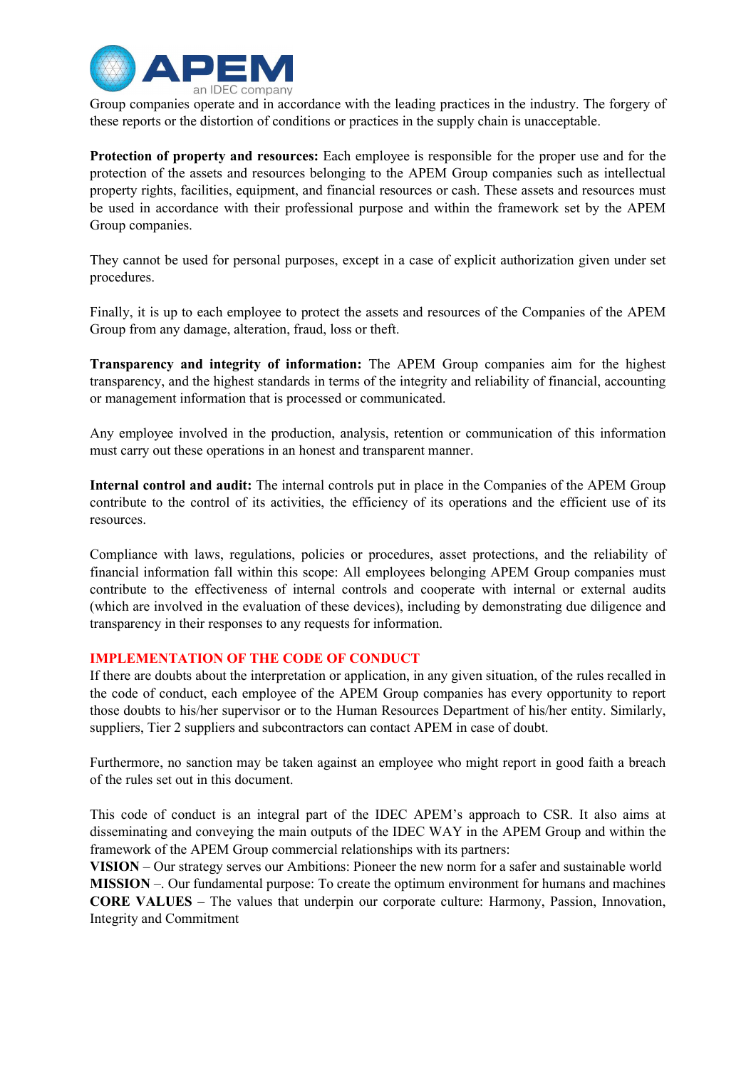Group companies operate and in accordance with the leading practices in the industry. The forgery of these reports or the distortion of conditions or practices in the supply chain is unacceptable.

**Protection of property and resources:** Each employee is responsible for the proper use and for the protection of the assets and resources belonging to the APEM Group companies such as intellectual property rights, facilities, equipment, and financial resources or cash. These assets and resources must be used in accordance with their professional purpose and within the framework set by the APEM Group companies.

They cannot be used for personal purposes, except in a case of explicit authorization given under set procedures.

Finally, it is up to each employee to protect the assets and resources of the Companies of the APEM Group from any damage, alteration, fraud, loss or theft.

**Transparency and integrity of information:** The APEM Group companies aim for the highest transparency, and the highest standards in terms of the integrity and reliability of financial, accounting or management information that is processed or communicated.

Any employee involved in the production, analysis, retention or communication of this information must carry out these operations in an honest and transparent manner.

**Internal control and audit:** The internal controls put in place in the Companies of the APEM Group contribute to the control of its activities, the efficiency of its operations and the efficient use of its resources.

Compliance with laws, regulations, policies or procedures, asset protections, and the reliability of financial information fall within this scope: All employees belonging APEM Group companies must contribute to the effectiveness of internal controls and cooperate with internal or external audits (which are involved in the evaluation of these devices), including by demonstrating due diligence and transparency in their responses to any requests for information.

## IMPLEMENTATION OF THE CODE OF CONDUCT

If there are doubts about the interpretation or application, in any given situation, of the rules recalled in the code of conduct, each employee of the APEM Group companies has every opportunity to report those doubts to his/her supervisor or to the Human Resources Department of his/her entity. Similarly, suppliers, Tier 2 suppliers and subcontractors can contact APEM in case of doubt.

Furthermore, no sanction may be taken against an employee who might report in good faith a breach of the rules set out in this document.

This code of conduct is an integral part of the IDEC APEM's approach to CSR. It also aims at disseminating and conveying the main outputs of the IDEC WAY in the APEM Group and within the framework of the APEM Group commercial relationships with its partners:
**VISION** – Our strategy serves our Ambitions: Pioneer the new norm for a safer and sustainable world
**MISSION** –. Our fundamental purpose: To create the optimum environment for humans and machines
**CORE VALUES** – The values that underpin our corporate culture: Harmony, Passion, Innovation, Integrity and Commitment